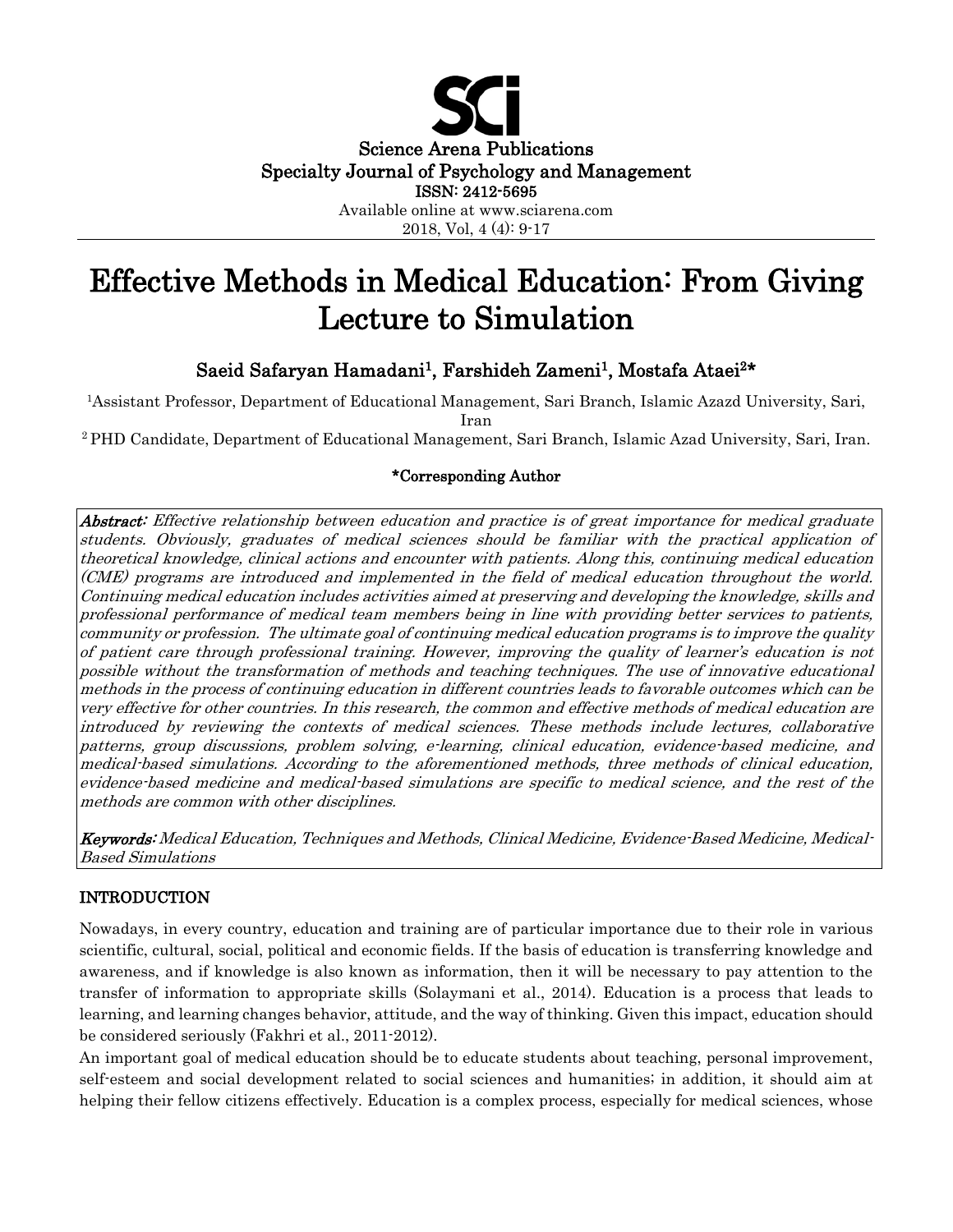Science Arena Publications
Specialty Journal of Psychology and Management
ISSN: 2412-5695
Available online at www.sciarena.com
2018, Vol, 4 (4): 9-17

# Effective Methods in Medical Education: From Giving Lecture to Simulation

**Saeid Safaryan Hamadani[1], Farshideh Zameni[1], Mostafa Ataei[2]***

[1]Assistant Professor, Department of Educational Management, Sari Branch, Islamic Azazd University, Sari, Iran

[2] PHD Candidate, Department of Educational Management, Sari Branch, Islamic Azad University, Sari, Iran.

**\*Corresponding Author**

***Abstract:*** *Effective relationship between education and practice is of great importance for medical graduate students. Obviously, graduates of medical sciences should be familiar with the practical application of theoretical knowledge, clinical actions and encounter with patients. Along this, continuing medical education (CME) programs are introduced and implemented in the field of medical education throughout the world. Continuing medical education includes activities aimed at preserving and developing the knowledge, skills and professional performance of medical team members being in line with providing better services to patients, community or profession. The ultimate goal of continuing medical education programs is to improve the quality of patient care through professional training. However, improving the quality of learner's education is not possible without the transformation of methods and teaching techniques. The use of innovative educational methods in the process of continuing education in different countries leads to favorable outcomes which can be very effective for other countries. In this research, the common and effective methods of medical education are introduced by reviewing the contexts of medical sciences. These methods include lectures, collaborative patterns, group discussions, problem solving, e-learning, clinical education, evidence-based medicine, and medical-based simulations. According to the aforementioned methods, three methods of clinical education, evidence-based medicine and medical-based simulations are specific to medical science, and the rest of the methods are common with other disciplines.*

***Keywords:*** *Medical Education, Techniques and Methods, Clinical Medicine, Evidence-Based Medicine, Medical-Based Simulations*

## INTRODUCTION

Nowadays, in every country, education and training are of particular importance due to their role in various scientific, cultural, social, political and economic fields. If the basis of education is transferring knowledge and awareness, and if knowledge is also known as information, then it will be necessary to pay attention to the transfer of information to appropriate skills (Solaymani et al., 2014). Education is a process that leads to learning, and learning changes behavior, attitude, and the way of thinking. Given this impact, education should be considered seriously (Fakhri et al., 2011-2012).

An important goal of medical education should be to educate students about teaching, personal improvement, self-esteem and social development related to social sciences and humanities; in addition, it should aim at helping their fellow citizens effectively. Education is a complex process, especially for medical sciences, whose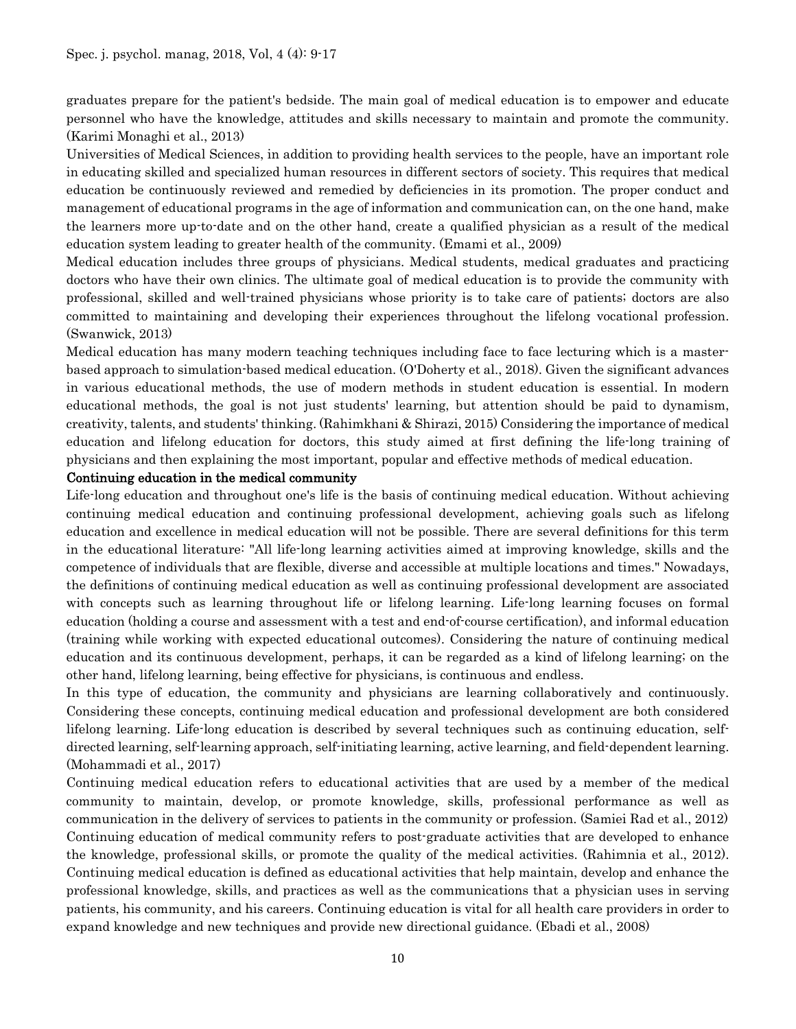graduates prepare for the patient's bedside. The main goal of medical education is to empower and educate personnel who have the knowledge, attitudes and skills necessary to maintain and promote the community. (Karimi Monaghi et al., 2013)

Universities of Medical Sciences, in addition to providing health services to the people, have an important role in educating skilled and specialized human resources in different sectors of society. This requires that medical education be continuously reviewed and remedied by deficiencies in its promotion. The proper conduct and management of educational programs in the age of information and communication can, on the one hand, make the learners more up-to-date and on the other hand, create a qualified physician as a result of the medical education system leading to greater health of the community. (Emami et al., 2009)

Medical education includes three groups of physicians. Medical students, medical graduates and practicing doctors who have their own clinics. The ultimate goal of medical education is to provide the community with professional, skilled and well-trained physicians whose priority is to take care of patients; doctors are also committed to maintaining and developing their experiences throughout the lifelong vocational profession. (Swanwick, 2013)

Medical education has many modern teaching techniques including face to face lecturing which is a master-based approach to simulation-based medical education. (O'Doherty et al., 2018). Given the significant advances in various educational methods, the use of modern methods in student education is essential. In modern educational methods, the goal is not just students' learning, but attention should be paid to dynamism, creativity, talents, and students' thinking. (Rahimkhani & Shirazi, 2015) Considering the importance of medical education and lifelong education for doctors, this study aimed at first defining the life-long training of physicians and then explaining the most important, popular and effective methods of medical education.

**Continuing education in the medical community**

Life-long education and throughout one's life is the basis of continuing medical education. Without achieving continuing medical education and continuing professional development, achieving goals such as lifelong education and excellence in medical education will not be possible. There are several definitions for this term in the educational literature: "All life-long learning activities aimed at improving knowledge, skills and the competence of individuals that are flexible, diverse and accessible at multiple locations and times." Nowadays, the definitions of continuing medical education as well as continuing professional development are associated with concepts such as learning throughout life or lifelong learning. Life-long learning focuses on formal education (holding a course and assessment with a test and end-of-course certification), and informal education (training while working with expected educational outcomes). Considering the nature of continuing medical education and its continuous development, perhaps, it can be regarded as a kind of lifelong learning; on the other hand, lifelong learning, being effective for physicians, is continuous and endless.

In this type of education, the community and physicians are learning collaboratively and continuously. Considering these concepts, continuing medical education and professional development are both considered lifelong learning. Life-long education is described by several techniques such as continuing education, self-directed learning, self-learning approach, self-initiating learning, active learning, and field-dependent learning. (Mohammadi et al., 2017)

Continuing medical education refers to educational activities that are used by a member of the medical community to maintain, develop, or promote knowledge, skills, professional performance as well as communication in the delivery of services to patients in the community or profession. (Samiei Rad et al., 2012) Continuing education of medical community refers to post-graduate activities that are developed to enhance the knowledge, professional skills, or promote the quality of the medical activities. (Rahimnia et al., 2012). Continuing medical education is defined as educational activities that help maintain, develop and enhance the professional knowledge, skills, and practices as well as the communications that a physician uses in serving patients, his community, and his careers. Continuing education is vital for all health care providers in order to expand knowledge and new techniques and provide new directional guidance. (Ebadi et al., 2008)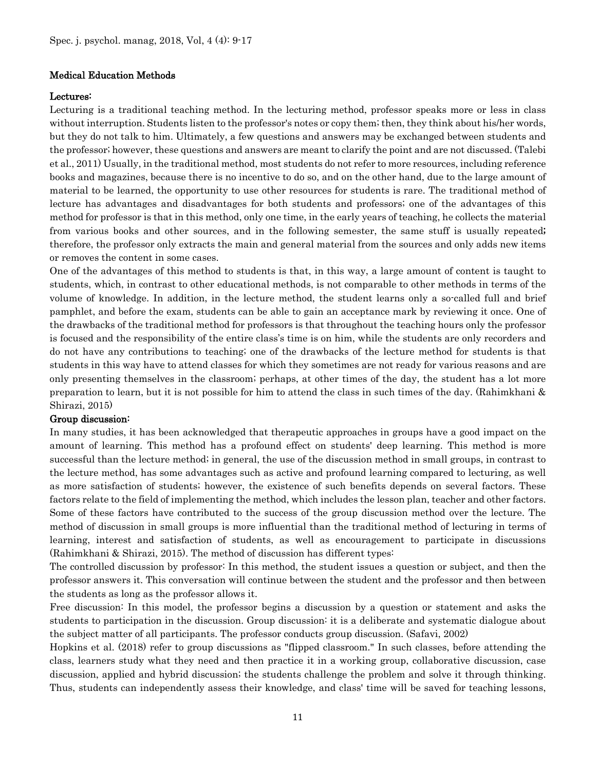## Medical Education Methods

### Lectures:

Lecturing is a traditional teaching method. In the lecturing method, professor speaks more or less in class without interruption. Students listen to the professor's notes or copy them; then, they think about his/her words, but they do not talk to him. Ultimately, a few questions and answers may be exchanged between students and the professor; however, these questions and answers are meant to clarify the point and are not discussed. (Talebi et al., 2011) Usually, in the traditional method, most students do not refer to more resources, including reference books and magazines, because there is no incentive to do so, and on the other hand, due to the large amount of material to be learned, the opportunity to use other resources for students is rare. The traditional method of lecture has advantages and disadvantages for both students and professors; one of the advantages of this method for professor is that in this method, only one time, in the early years of teaching, he collects the material from various books and other sources, and in the following semester, the same stuff is usually repeated; therefore, the professor only extracts the main and general material from the sources and only adds new items or removes the content in some cases.

One of the advantages of this method to students is that, in this way, a large amount of content is taught to students, which, in contrast to other educational methods, is not comparable to other methods in terms of the volume of knowledge. In addition, in the lecture method, the student learns only a so-called full and brief pamphlet, and before the exam, students can be able to gain an acceptance mark by reviewing it once. One of the drawbacks of the traditional method for professors is that throughout the teaching hours only the professor is focused and the responsibility of the entire class's time is on him, while the students are only recorders and do not have any contributions to teaching; one of the drawbacks of the lecture method for students is that students in this way have to attend classes for which they sometimes are not ready for various reasons and are only presenting themselves in the classroom; perhaps, at other times of the day, the student has a lot more preparation to learn, but it is not possible for him to attend the class in such times of the day. (Rahimkhani & Shirazi, 2015)

### Group discussion:

In many studies, it has been acknowledged that therapeutic approaches in groups have a good impact on the amount of learning. This method has a profound effect on students' deep learning. This method is more successful than the lecture method; in general, the use of the discussion method in small groups, in contrast to the lecture method, has some advantages such as active and profound learning compared to lecturing, as well as more satisfaction of students; however, the existence of such benefits depends on several factors. These factors relate to the field of implementing the method, which includes the lesson plan, teacher and other factors. Some of these factors have contributed to the success of the group discussion method over the lecture. The method of discussion in small groups is more influential than the traditional method of lecturing in terms of learning, interest and satisfaction of students, as well as encouragement to participate in discussions (Rahimkhani & Shirazi, 2015). The method of discussion has different types:

The controlled discussion by professor: In this method, the student issues a question or subject, and then the professor answers it. This conversation will continue between the student and the professor and then between the students as long as the professor allows it.

Free discussion: In this model, the professor begins a discussion by a question or statement and asks the students to participation in the discussion. Group discussion: it is a deliberate and systematic dialogue about the subject matter of all participants. The professor conducts group discussion. (Safavi, 2002)

Hopkins et al. (2018) refer to group discussions as "flipped classroom." In such classes, before attending the class, learners study what they need and then practice it in a working group, collaborative discussion, case discussion, applied and hybrid discussion; the students challenge the problem and solve it through thinking. Thus, students can independently assess their knowledge, and class' time will be saved for teaching lessons,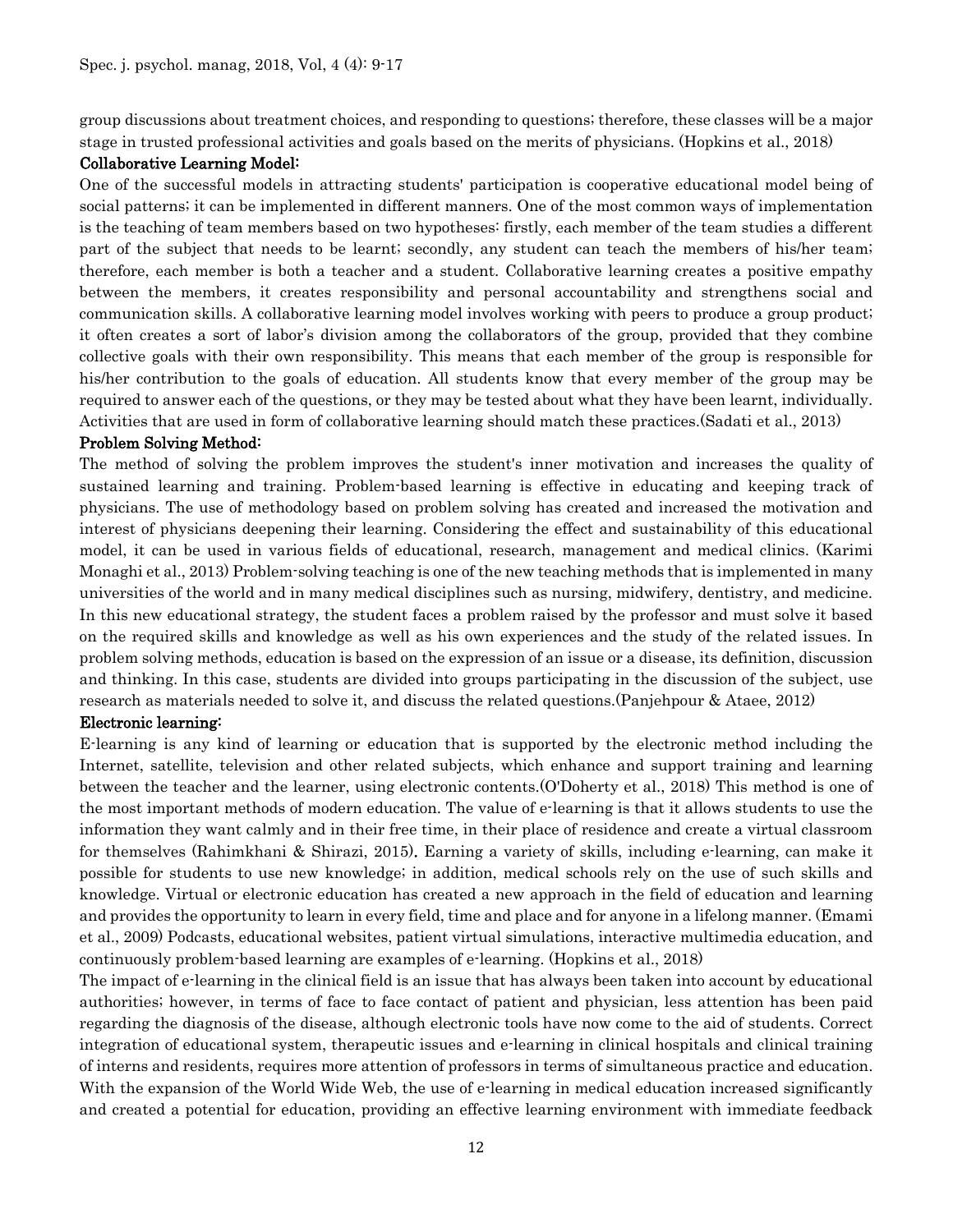group discussions about treatment choices, and responding to questions; therefore, these classes will be a major stage in trusted professional activities and goals based on the merits of physicians. (Hopkins et al., 2018)

### Collaborative Learning Model:

One of the successful models in attracting students' participation is cooperative educational model being of social patterns; it can be implemented in different manners. One of the most common ways of implementation is the teaching of team members based on two hypotheses: firstly, each member of the team studies a different part of the subject that needs to be learnt; secondly, any student can teach the members of his/her team; therefore, each member is both a teacher and a student. Collaborative learning creates a positive empathy between the members, it creates responsibility and personal accountability and strengthens social and communication skills. A collaborative learning model involves working with peers to produce a group product; it often creates a sort of labor's division among the collaborators of the group, provided that they combine collective goals with their own responsibility. This means that each member of the group is responsible for his/her contribution to the goals of education. All students know that every member of the group may be required to answer each of the questions, or they may be tested about what they have been learnt, individually. Activities that are used in form of collaborative learning should match these practices.(Sadati et al., 2013)

### Problem Solving Method:

The method of solving the problem improves the student's inner motivation and increases the quality of sustained learning and training. Problem-based learning is effective in educating and keeping track of physicians. The use of methodology based on problem solving has created and increased the motivation and interest of physicians deepening their learning. Considering the effect and sustainability of this educational model, it can be used in various fields of educational, research, management and medical clinics. (Karimi Monaghi et al., 2013) Problem-solving teaching is one of the new teaching methods that is implemented in many universities of the world and in many medical disciplines such as nursing, midwifery, dentistry, and medicine. In this new educational strategy, the student faces a problem raised by the professor and must solve it based on the required skills and knowledge as well as his own experiences and the study of the related issues. In problem solving methods, education is based on the expression of an issue or a disease, its definition, discussion and thinking. In this case, students are divided into groups participating in the discussion of the subject, use research as materials needed to solve it, and discuss the related questions.(Panjehpour & Ataee, 2012)

### Electronic learning:

E-learning is any kind of learning or education that is supported by the electronic method including the Internet, satellite, television and other related subjects, which enhance and support training and learning between the teacher and the learner, using electronic contents.(O'Doherty et al., 2018) This method is one of the most important methods of modern education. The value of e-learning is that it allows students to use the information they want calmly and in their free time, in their place of residence and create a virtual classroom for themselves (Rahimkhani & Shirazi, 2015). Earning a variety of skills, including e-learning, can make it possible for students to use new knowledge; in addition, medical schools rely on the use of such skills and knowledge. Virtual or electronic education has created a new approach in the field of education and learning and provides the opportunity to learn in every field, time and place and for anyone in a lifelong manner. (Emami et al., 2009) Podcasts, educational websites, patient virtual simulations, interactive multimedia education, and continuously problem-based learning are examples of e-learning. (Hopkins et al., 2018)

The impact of e-learning in the clinical field is an issue that has always been taken into account by educational authorities; however, in terms of face to face contact of patient and physician, less attention has been paid regarding the diagnosis of the disease, although electronic tools have now come to the aid of students. Correct integration of educational system, therapeutic issues and e-learning in clinical hospitals and clinical training of interns and residents, requires more attention of professors in terms of simultaneous practice and education. With the expansion of the World Wide Web, the use of e-learning in medical education increased significantly and created a potential for education, providing an effective learning environment with immediate feedback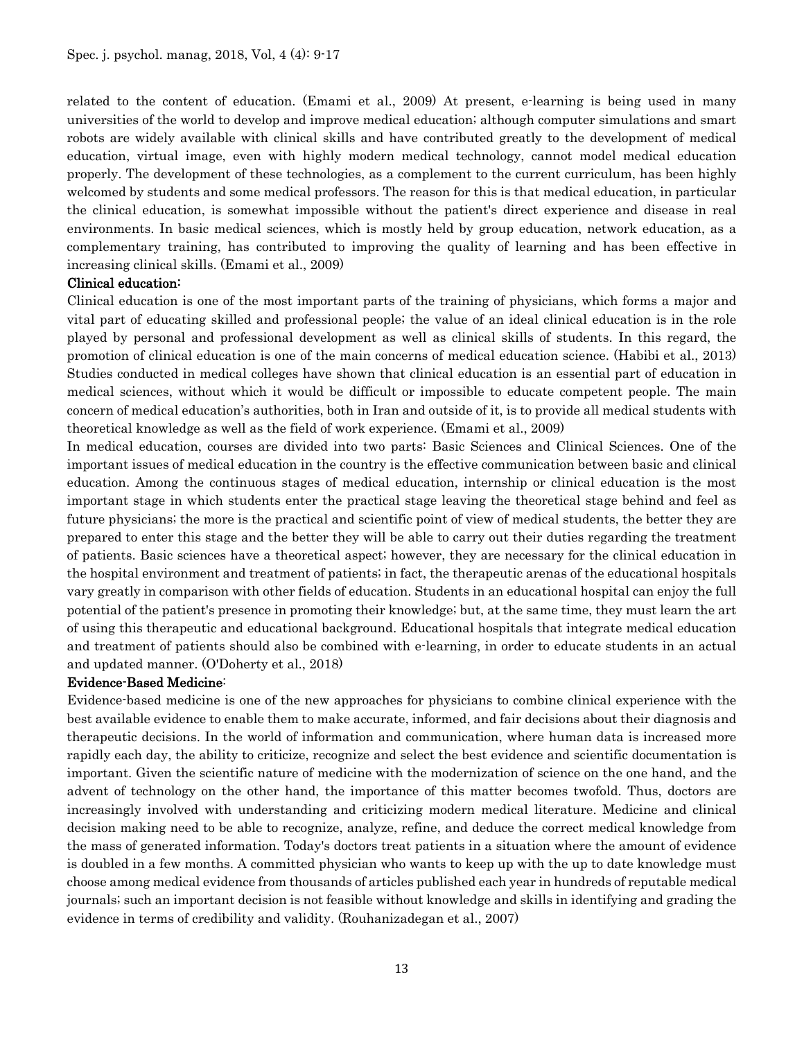related to the content of education. (Emami et al., 2009) At present, e-learning is being used in many universities of the world to develop and improve medical education; although computer simulations and smart robots are widely available with clinical skills and have contributed greatly to the development of medical education, virtual image, even with highly modern medical technology, cannot model medical education properly. The development of these technologies, as a complement to the current curriculum, has been highly welcomed by students and some medical professors. The reason for this is that medical education, in particular the clinical education, is somewhat impossible without the patient's direct experience and disease in real environments. In basic medical sciences, which is mostly held by group education, network education, as a complementary training, has contributed to improving the quality of learning and has been effective in increasing clinical skills. (Emami et al., 2009)

**Clinical education:**

Clinical education is one of the most important parts of the training of physicians, which forms a major and vital part of educating skilled and professional people; the value of an ideal clinical education is in the role played by personal and professional development as well as clinical skills of students. In this regard, the promotion of clinical education is one of the main concerns of medical education science. (Habibi et al., 2013) Studies conducted in medical colleges have shown that clinical education is an essential part of education in medical sciences, without which it would be difficult or impossible to educate competent people. The main concern of medical education's authorities, both in Iran and outside of it, is to provide all medical students with theoretical knowledge as well as the field of work experience. (Emami et al., 2009)

In medical education, courses are divided into two parts: Basic Sciences and Clinical Sciences. One of the important issues of medical education in the country is the effective communication between basic and clinical education. Among the continuous stages of medical education, internship or clinical education is the most important stage in which students enter the practical stage leaving the theoretical stage behind and feel as future physicians; the more is the practical and scientific point of view of medical students, the better they are prepared to enter this stage and the better they will be able to carry out their duties regarding the treatment of patients. Basic sciences have a theoretical aspect; however, they are necessary for the clinical education in the hospital environment and treatment of patients; in fact, the therapeutic arenas of the educational hospitals vary greatly in comparison with other fields of education. Students in an educational hospital can enjoy the full potential of the patient's presence in promoting their knowledge; but, at the same time, they must learn the art of using this therapeutic and educational background. Educational hospitals that integrate medical education and treatment of patients should also be combined with e-learning, in order to educate students in an actual and updated manner. (O'Doherty et al., 2018)

**Evidence-Based Medicine:**

Evidence-based medicine is one of the new approaches for physicians to combine clinical experience with the best available evidence to enable them to make accurate, informed, and fair decisions about their diagnosis and therapeutic decisions. In the world of information and communication, where human data is increased more rapidly each day, the ability to criticize, recognize and select the best evidence and scientific documentation is important. Given the scientific nature of medicine with the modernization of science on the one hand, and the advent of technology on the other hand, the importance of this matter becomes twofold. Thus, doctors are increasingly involved with understanding and criticizing modern medical literature. Medicine and clinical decision making need to be able to recognize, analyze, refine, and deduce the correct medical knowledge from the mass of generated information. Today's doctors treat patients in a situation where the amount of evidence is doubled in a few months. A committed physician who wants to keep up with the up to date knowledge must choose among medical evidence from thousands of articles published each year in hundreds of reputable medical journals; such an important decision is not feasible without knowledge and skills in identifying and grading the evidence in terms of credibility and validity. (Rouhanizadegan et al., 2007)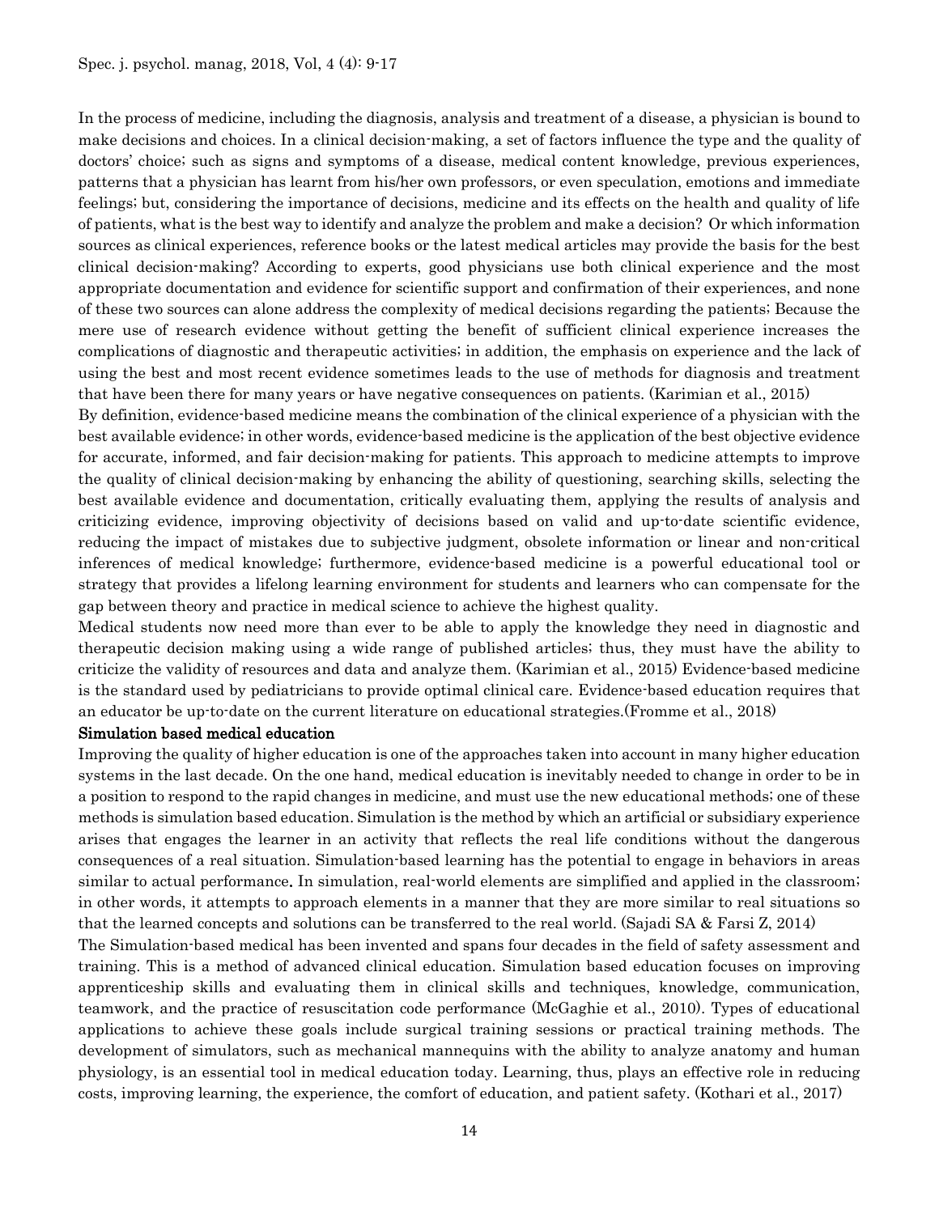In the process of medicine, including the diagnosis, analysis and treatment of a disease, a physician is bound to make decisions and choices. In a clinical decision-making, a set of factors influence the type and the quality of doctors' choice; such as signs and symptoms of a disease, medical content knowledge, previous experiences, patterns that a physician has learnt from his/her own professors, or even speculation, emotions and immediate feelings; but, considering the importance of decisions, medicine and its effects on the health and quality of life of patients, what is the best way to identify and analyze the problem and make a decision? Or which information sources as clinical experiences, reference books or the latest medical articles may provide the basis for the best clinical decision-making? According to experts, good physicians use both clinical experience and the most appropriate documentation and evidence for scientific support and confirmation of their experiences, and none of these two sources can alone address the complexity of medical decisions regarding the patients; Because the mere use of research evidence without getting the benefit of sufficient clinical experience increases the complications of diagnostic and therapeutic activities; in addition, the emphasis on experience and the lack of using the best and most recent evidence sometimes leads to the use of methods for diagnosis and treatment that have been there for many years or have negative consequences on patients. (Karimian et al., 2015)

By definition, evidence-based medicine means the combination of the clinical experience of a physician with the best available evidence; in other words, evidence-based medicine is the application of the best objective evidence for accurate, informed, and fair decision-making for patients. This approach to medicine attempts to improve the quality of clinical decision-making by enhancing the ability of questioning, searching skills, selecting the best available evidence and documentation, critically evaluating them, applying the results of analysis and criticizing evidence, improving objectivity of decisions based on valid and up-to-date scientific evidence, reducing the impact of mistakes due to subjective judgment, obsolete information or linear and non-critical inferences of medical knowledge; furthermore, evidence-based medicine is a powerful educational tool or strategy that provides a lifelong learning environment for students and learners who can compensate for the gap between theory and practice in medical science to achieve the highest quality.

Medical students now need more than ever to be able to apply the knowledge they need in diagnostic and therapeutic decision making using a wide range of published articles; thus, they must have the ability to criticize the validity of resources and data and analyze them. (Karimian et al., 2015) Evidence-based medicine is the standard used by pediatricians to provide optimal clinical care. Evidence-based education requires that an educator be up-to-date on the current literature on educational strategies.(Fromme et al., 2018)

**Simulation based medical education**

Improving the quality of higher education is one of the approaches taken into account in many higher education systems in the last decade. On the one hand, medical education is inevitably needed to change in order to be in a position to respond to the rapid changes in medicine, and must use the new educational methods; one of these methods is simulation based education. Simulation is the method by which an artificial or subsidiary experience arises that engages the learner in an activity that reflects the real life conditions without the dangerous consequences of a real situation. Simulation-based learning has the potential to engage in behaviors in areas similar to actual performance. In simulation, real-world elements are simplified and applied in the classroom; in other words, it attempts to approach elements in a manner that they are more similar to real situations so that the learned concepts and solutions can be transferred to the real world. (Sajadi SA & Farsi Z, 2014)

The Simulation-based medical has been invented and spans four decades in the field of safety assessment and training. This is a method of advanced clinical education. Simulation based education focuses on improving apprenticeship skills and evaluating them in clinical skills and techniques, knowledge, communication, teamwork, and the practice of resuscitation code performance (McGaghie et al., 2010). Types of educational applications to achieve these goals include surgical training sessions or practical training methods. The development of simulators, such as mechanical mannequins with the ability to analyze anatomy and human physiology, is an essential tool in medical education today. Learning, thus, plays an effective role in reducing costs, improving learning, the experience, the comfort of education, and patient safety. (Kothari et al., 2017)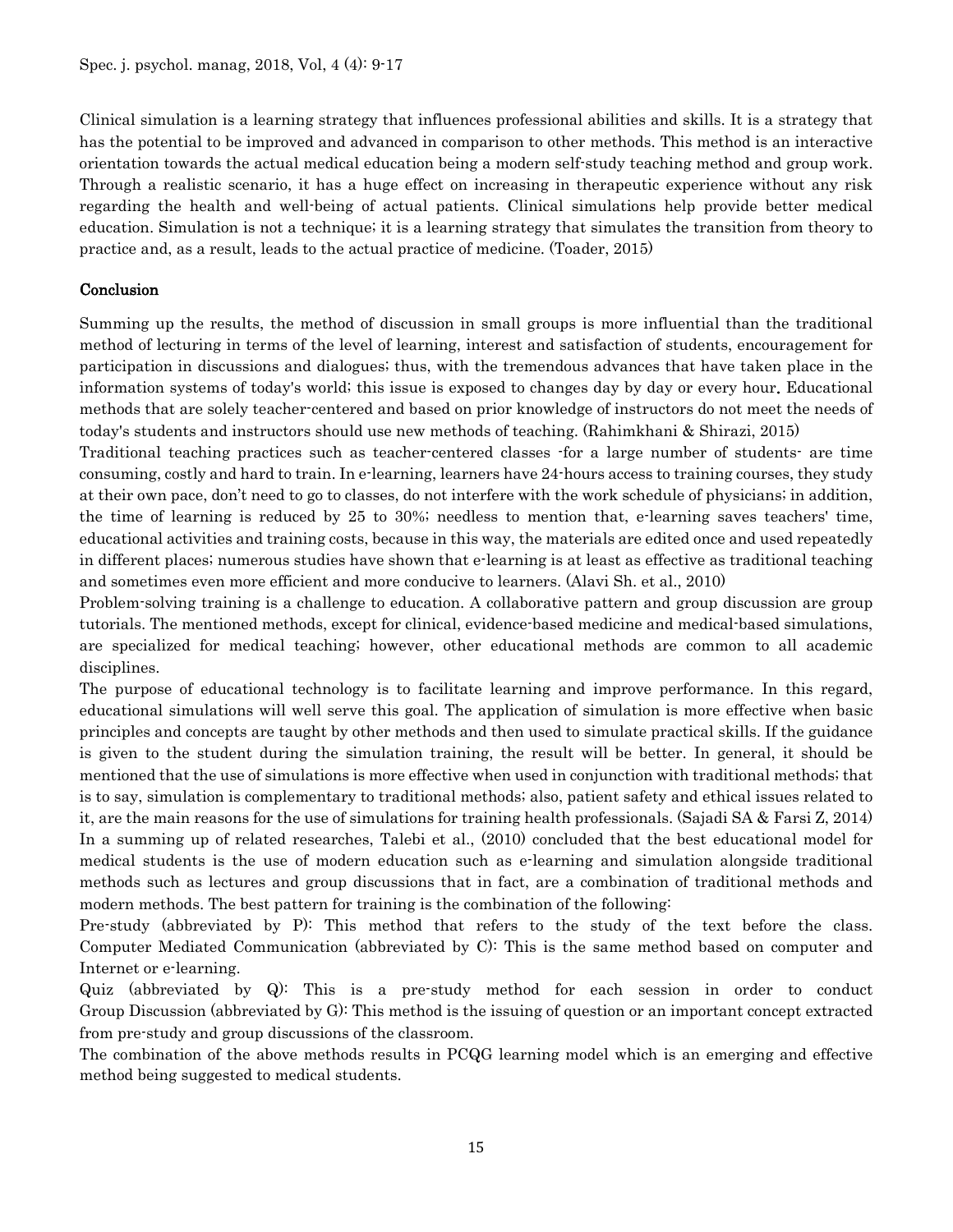Clinical simulation is a learning strategy that influences professional abilities and skills. It is a strategy that has the potential to be improved and advanced in comparison to other methods. This method is an interactive orientation towards the actual medical education being a modern self-study teaching method and group work. Through a realistic scenario, it has a huge effect on increasing in therapeutic experience without any risk regarding the health and well-being of actual patients. Clinical simulations help provide better medical education. Simulation is not a technique; it is a learning strategy that simulates the transition from theory to practice and, as a result, leads to the actual practice of medicine. (Toader, 2015)

## Conclusion

Summing up the results, the method of discussion in small groups is more influential than the traditional method of lecturing in terms of the level of learning, interest and satisfaction of students, encouragement for participation in discussions and dialogues; thus, with the tremendous advances that have taken place in the information systems of today's world; this issue is exposed to changes day by day or every hour. Educational methods that are solely teacher-centered and based on prior knowledge of instructors do not meet the needs of today's students and instructors should use new methods of teaching. (Rahimkhani & Shirazi, 2015)

Traditional teaching practices such as teacher-centered classes -for a large number of students- are time consuming, costly and hard to train. In e-learning, learners have 24-hours access to training courses, they study at their own pace, don't need to go to classes, do not interfere with the work schedule of physicians; in addition, the time of learning is reduced by 25 to 30%; needless to mention that, e-learning saves teachers' time, educational activities and training costs, because in this way, the materials are edited once and used repeatedly in different places; numerous studies have shown that e-learning is at least as effective as traditional teaching and sometimes even more efficient and more conducive to learners. (Alavi Sh. et al., 2010)

Problem-solving training is a challenge to education. A collaborative pattern and group discussion are group tutorials. The mentioned methods, except for clinical, evidence-based medicine and medical-based simulations, are specialized for medical teaching; however, other educational methods are common to all academic disciplines.

The purpose of educational technology is to facilitate learning and improve performance. In this regard, educational simulations will well serve this goal. The application of simulation is more effective when basic principles and concepts are taught by other methods and then used to simulate practical skills. If the guidance is given to the student during the simulation training, the result will be better. In general, it should be mentioned that the use of simulations is more effective when used in conjunction with traditional methods; that is to say, simulation is complementary to traditional methods; also, patient safety and ethical issues related to it, are the main reasons for the use of simulations for training health professionals. (Sajadi SA & Farsi Z, 2014)

In a summing up of related researches, Talebi et al., (2010) concluded that the best educational model for medical students is the use of modern education such as e-learning and simulation alongside traditional methods such as lectures and group discussions that in fact, are a combination of traditional methods and modern methods. The best pattern for training is the combination of the following:

Pre-study (abbreviated by P): This method that refers to the study of the text before the class. Computer Mediated Communication (abbreviated by C): This is the same method based on computer and Internet or e-learning.

Quiz (abbreviated by Q): This is a pre-study method for each session in order to conduct Group Discussion (abbreviated by G): This method is the issuing of question or an important concept extracted from pre-study and group discussions of the classroom.

The combination of the above methods results in PCQG learning model which is an emerging and effective method being suggested to medical students.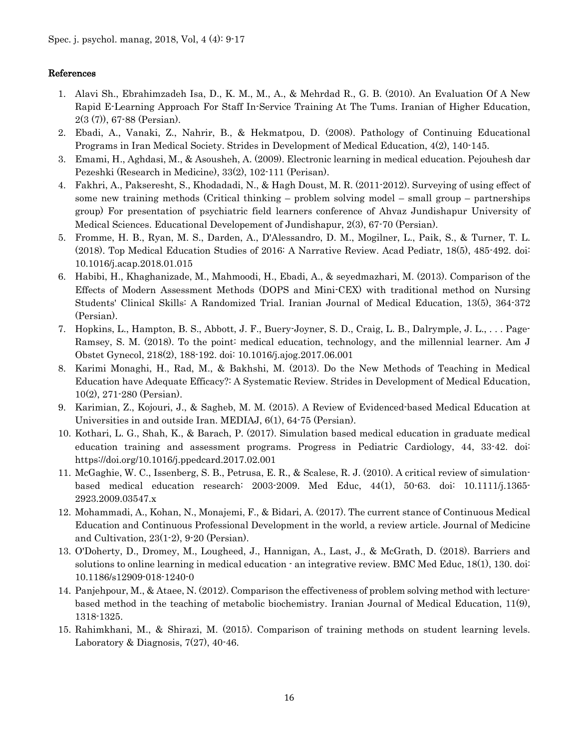## References

1. Alavi Sh., Ebrahimzadeh Isa, D., K. M., M., A., & Mehrdad R., G. B. (2010). An Evaluation Of A New Rapid E-Learning Approach For Staff In-Service Training At The Tums. Iranian of Higher Education, 2(3 (7)), 67-88 (Persian).
2. Ebadi, A., Vanaki, Z., Nahrir, B., & Hekmatpou, D. (2008). Pathology of Continuing Educational Programs in Iran Medical Society. Strides in Development of Medical Education, 4(2), 140-145.
3. Emami, H., Aghdasi, M., & Asousheh, A. (2009). Electronic learning in medical education. Pejouhesh dar Pezeshki (Research in Medicine), 33(2), 102-111 (Perisan).
4. Fakhri, A., Pakseresht, S., Khodadadi, N., & Hagh Doust, M. R. (2011-2012). Surveying of using effect of some new training methods (Critical thinking – problem solving model – small group – partnerships group) For presentation of psychiatric field learners conference of Ahvaz Jundishapur University of Medical Sciences. Educational Developement of Jundishapur, 2(3), 67-70 (Persian).
5. Fromme, H. B., Ryan, M. S., Darden, A., D'Alessandro, D. M., Mogilner, L., Paik, S., & Turner, T. L. (2018). Top Medical Education Studies of 2016: A Narrative Review. Acad Pediatr, 18(5), 485-492. doi: 10.1016/j.acap.2018.01.015
6. Habibi, H., Khaghanizade, M., Mahmoodi, H., Ebadi, A., & seyedmazhari, M. (2013). Comparison of the Effects of Modern Assessment Methods (DOPS and Mini-CEX) with traditional method on Nursing Students' Clinical Skills: A Randomized Trial. Iranian Journal of Medical Education, 13(5), 364-372 (Persian).
7. Hopkins, L., Hampton, B. S., Abbott, J. F., Buery-Joyner, S. D., Craig, L. B., Dalrymple, J. L., . . . Page-Ramsey, S. M. (2018). To the point: medical education, technology, and the millennial learner. Am J Obstet Gynecol, 218(2), 188-192. doi: 10.1016/j.ajog.2017.06.001
8. Karimi Monaghi, H., Rad, M., & Bakhshi, M. (2013). Do the New Methods of Teaching in Medical Education have Adequate Efficacy?: A Systematic Review. Strides in Development of Medical Education, 10(2), 271-280 (Persian).
9. Karimian, Z., Kojouri, J., & Sagheb, M. M. (2015). A Review of Evidenced-based Medical Education at Universities in and outside Iran. MEDIAJ, 6(1), 64-75 (Persian).
10. Kothari, L. G., Shah, K., & Barach, P. (2017). Simulation based medical education in graduate medical education training and assessment programs. Progress in Pediatric Cardiology, 44, 33-42. doi: https://doi.org/10.1016/j.ppedcard.2017.02.001
11. McGaghie, W. C., Issenberg, S. B., Petrusa, E. R., & Scalese, R. J. (2010). A critical review of simulation-based medical education research: 2003-2009. Med Educ, 44(1), 50-63. doi: 10.1111/j.1365-2923.2009.03547.x
12. Mohammadi, A., Kohan, N., Monajemi, F., & Bidari, A. (2017). The current stance of Continuous Medical Education and Continuous Professional Development in the world, a review article. Journal of Medicine and Cultivation, 23(1-2), 9-20 (Persian).
13. O'Doherty, D., Dromey, M., Lougheed, J., Hannigan, A., Last, J., & McGrath, D. (2018). Barriers and solutions to online learning in medical education - an integrative review. BMC Med Educ, 18(1), 130. doi: 10.1186/s12909-018-1240-0
14. Panjehpour, M., & Ataee, N. (2012). Comparison the effectiveness of problem solving method with lecture-based method in the teaching of metabolic biochemistry. Iranian Journal of Medical Education, 11(9), 1318-1325.
15. Rahimkhani, M., & Shirazi, M. (2015). Comparison of training methods on student learning levels. Laboratory & Diagnosis, 7(27), 40-46.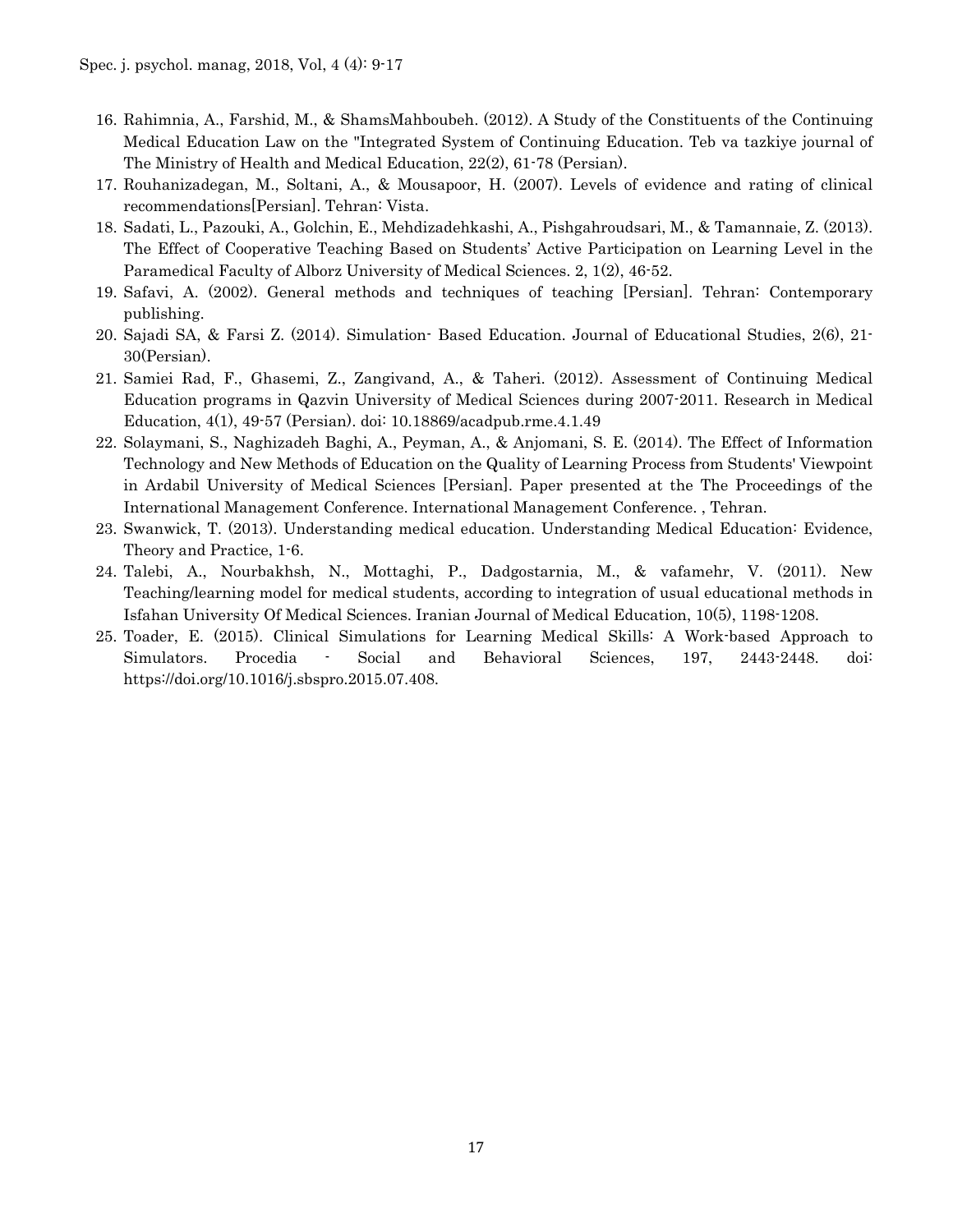16. Rahimnia, A., Farshid, M., & ShamsMahboubeh. (2012). A Study of the Constituents of the Continuing Medical Education Law on the "Integrated System of Continuing Education. Teb va tazkiye journal of The Ministry of Health and Medical Education, 22(2), 61-78 (Persian).
17. Rouhanizadegan, M., Soltani, A., & Mousapoor, H. (2007). Levels of evidence and rating of clinical recommendations[Persian]. Tehran: Vista.
18. Sadati, L., Pazouki, A., Golchin, E., Mehdizadehkashi, A., Pishgahroudsari, M., & Tamannaie, Z. (2013). The Effect of Cooperative Teaching Based on Students' Active Participation on Learning Level in the Paramedical Faculty of Alborz University of Medical Sciences. 2, 1(2), 46-52.
19. Safavi, A. (2002). General methods and techniques of teaching [Persian]. Tehran: Contemporary publishing.
20. Sajadi SA, & Farsi Z. (2014). Simulation- Based Education. Journal of Educational Studies, 2(6), 21-30(Persian).
21. Samiei Rad, F., Ghasemi, Z., Zangivand, A., & Taheri. (2012). Assessment of Continuing Medical Education programs in Qazvin University of Medical Sciences during 2007-2011. Research in Medical Education, 4(1), 49-57 (Persian). doi: 10.18869/acadpub.rme.4.1.49
22. Solaymani, S., Naghizadeh Baghi, A., Peyman, A., & Anjomani, S. E. (2014). The Effect of Information Technology and New Methods of Education on the Quality of Learning Process from Students' Viewpoint in Ardabil University of Medical Sciences [Persian]. Paper presented at the The Proceedings of the International Management Conference. International Management Conference. , Tehran.
23. Swanwick, T. (2013). Understanding medical education. Understanding Medical Education: Evidence, Theory and Practice, 1-6.
24. Talebi, A., Nourbakhsh, N., Mottaghi, P., Dadgostarnia, M., & vafamehr, V. (2011). New Teaching/learning model for medical students, according to integration of usual educational methods in Isfahan University Of Medical Sciences. Iranian Journal of Medical Education, 10(5), 1198-1208.
25. Toader, E. (2015). Clinical Simulations for Learning Medical Skills: A Work-based Approach to Simulators. Procedia - Social and Behavioral Sciences, 197, 2443-2448. doi: https://doi.org/10.1016/j.sbspro.2015.07.408.